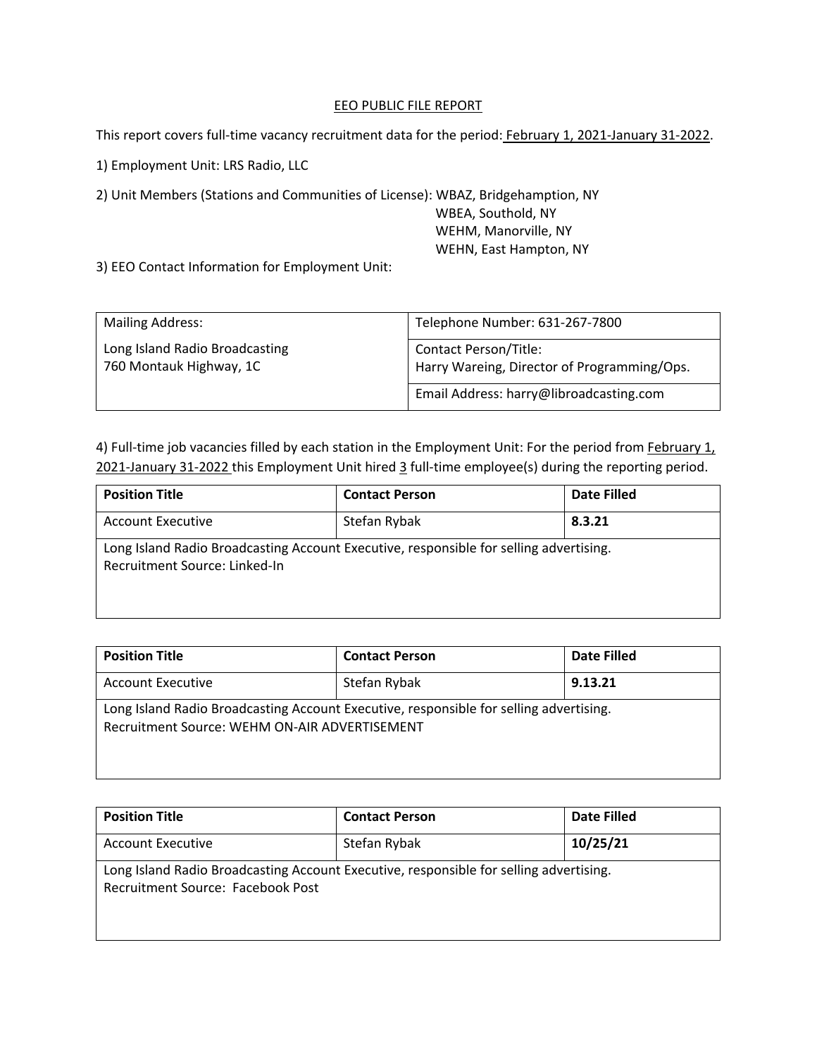# EEO PUBLIC FILE REPORT

This report covers full-time vacancy recruitment data for the period: February 1, 2021-January 31-2022.

1) Employment Unit: LRS Radio, LLC

2) Unit Members (Stations and Communities of License): WBAZ, Bridgehamption, NY
WBEA, Southold, NY
WEHM, Manorville, NY
WEHN, East Hampton, NY

3) EEO Contact Information for Employment Unit:

| Mailing Address: | Telephone Number: 631-267-7800 |
|---|---|
| Long Island Radio Broadcasting<br>760 Montauk Highway, 1C | Contact Person/Title:<br>Harry Wareing, Director of Programming/Ops. |
| | Email Address: harry@libroadcasting.com |

4) Full-time job vacancies filled by each station in the Employment Unit: For the period from February 1, 2021-January 31-2022 this Employment Unit hired 3 full-time employee(s) during the reporting period.

| Position Title | Contact Person | Date Filled |
|---|---|---|
| Account Executive | Stefan Rybak | **8.3.21** |
| Long Island Radio Broadcasting Account Executive, responsible for selling advertising.<br>Recruitment Source: Linked-In | | |

| Position Title | Contact Person | Date Filled |
|---|---|---|
| Account Executive | Stefan Rybak | **9.13.21** |
| Long Island Radio Broadcasting Account Executive, responsible for selling advertising.<br>Recruitment Source: WEHM ON-AIR ADVERTISEMENT | | |

| Position Title | Contact Person | Date Filled |
|---|---|---|
| Account Executive | Stefan Rybak | **10/25/21** |
| Long Island Radio Broadcasting Account Executive, responsible for selling advertising.<br>Recruitment Source: Facebook Post | | |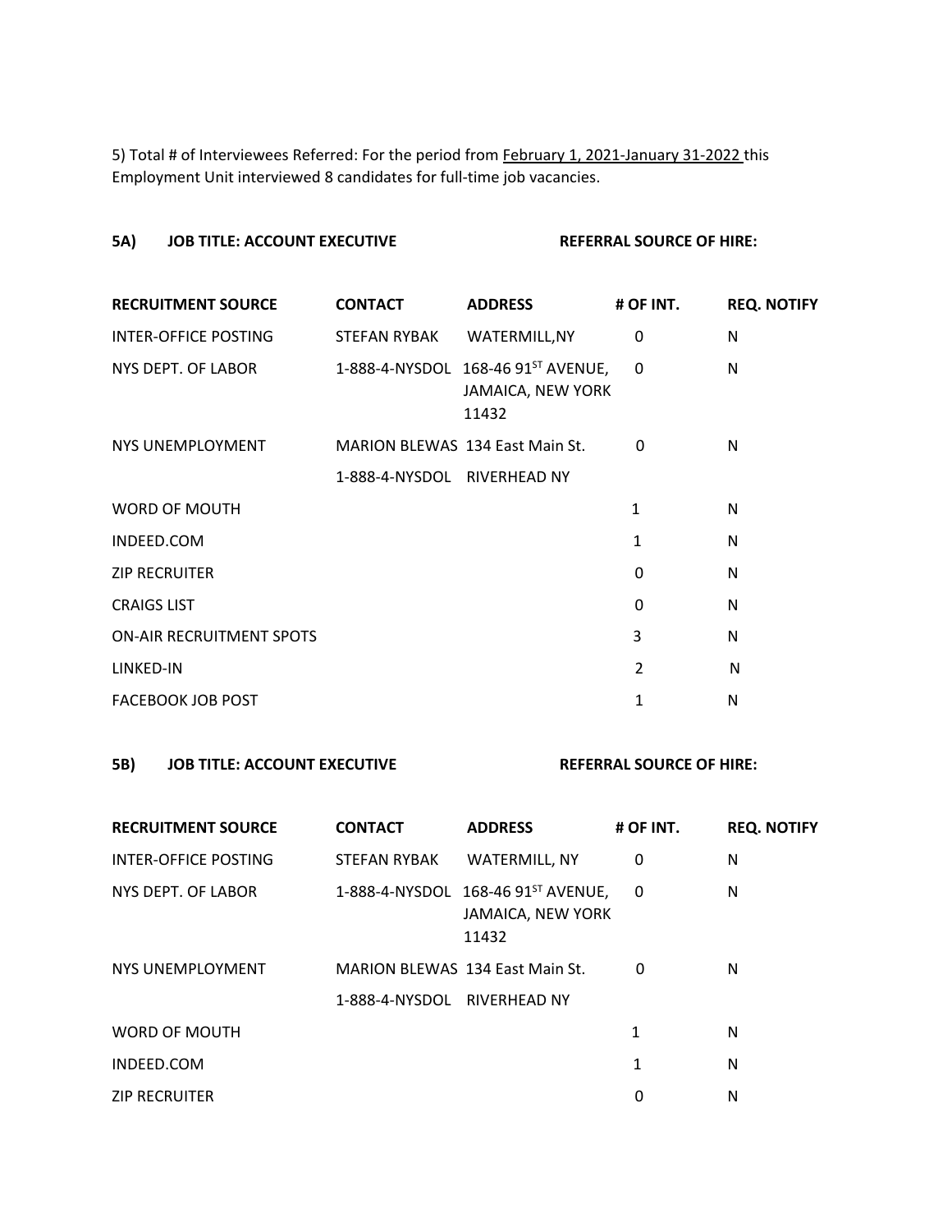5) Total # of Interviewees Referred: For the period from February 1, 2021-January 31-2022 this Employment Unit interviewed 8 candidates for full-time job vacancies.

**5A) JOB TITLE: ACCOUNT EXECUTIVE** **REFERRAL SOURCE OF HIRE:**

| RECRUITMENT SOURCE | CONTACT | ADDRESS | # OF INT. | REQ. NOTIFY |
|---|---|---|---|---|
| INTER-OFFICE POSTING | STEFAN RYBAK | WATERMILL,NY | 0 | N |
| NYS DEPT. OF LABOR | 1-888-4-NYSDOL | 168-46 91ST AVENUE, JAMAICA, NEW YORK 11432 | 0 | N |
| NYS UNEMPLOYMENT | MARION BLEWAS 1-888-4-NYSDOL | 134 East Main St. RIVERHEAD NY | 0 | N |
| WORD OF MOUTH | | | 1 | N |
| INDEED.COM | | | 1 | N |
| ZIP RECRUITER | | | 0 | N |
| CRAIGS LIST | | | 0 | N |
| ON-AIR RECRUITMENT SPOTS | | | 3 | N |
| LINKED-IN | | | 2 | N |
| FACEBOOK JOB POST | | | 1 | N |

**5B) JOB TITLE: ACCOUNT EXECUTIVE** **REFERRAL SOURCE OF HIRE:**

| RECRUITMENT SOURCE | CONTACT | ADDRESS | # OF INT. | REQ. NOTIFY |
|---|---|---|---|---|
| INTER-OFFICE POSTING | STEFAN RYBAK | WATERMILL, NY | 0 | N |
| NYS DEPT. OF LABOR | 1-888-4-NYSDOL | 168-46 91ST AVENUE, JAMAICA, NEW YORK 11432 | 0 | N |
| NYS UNEMPLOYMENT | MARION BLEWAS 1-888-4-NYSDOL | 134 East Main St. RIVERHEAD NY | 0 | N |
| WORD OF MOUTH | | | 1 | N |
| INDEED.COM | | | 1 | N |
| ZIP RECRUITER | | | 0 | N |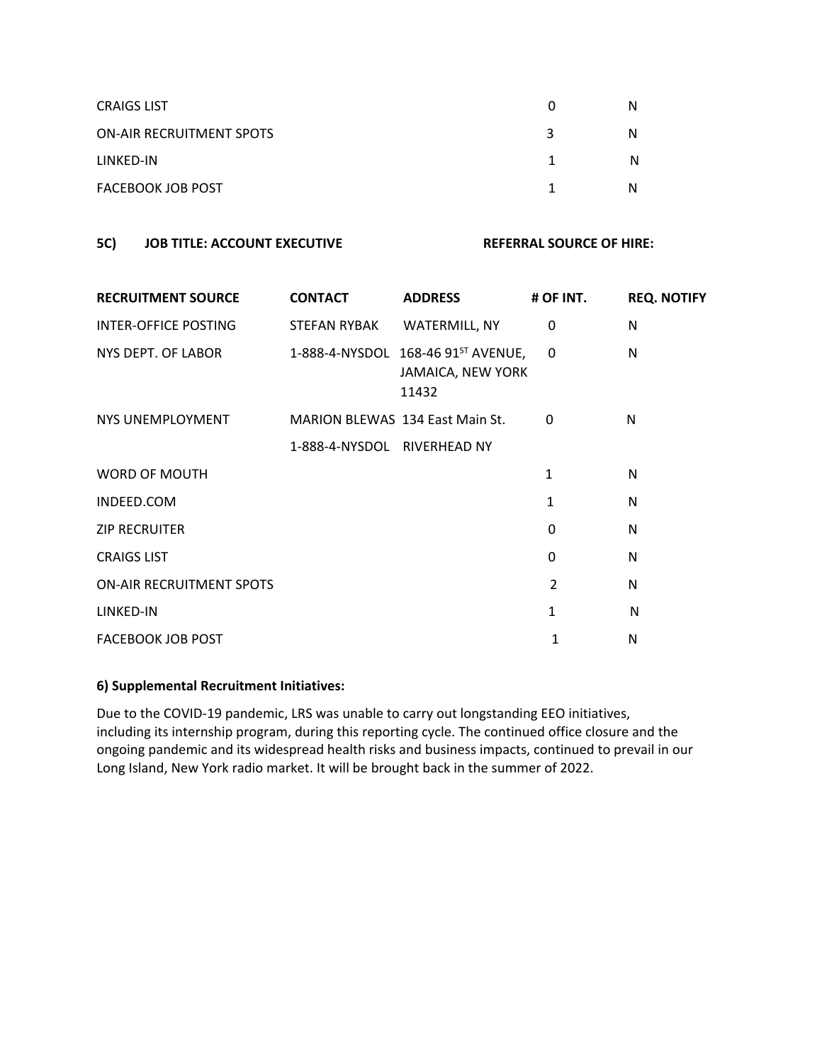| | | |
|---|---|---|
| CRAIGS LIST | 0 | N |
| ON-AIR RECRUITMENT SPOTS | 3 | N |
| LINKED-IN | 1 | N |
| FACEBOOK JOB POST | 1 | N |

**5C) JOB TITLE: ACCOUNT EXECUTIVE** **REFERRAL SOURCE OF HIRE:**

| RECRUITMENT SOURCE | CONTACT | ADDRESS | # OF INT. | REQ. NOTIFY |
|---|---|---|---|---|
| INTER-OFFICE POSTING | STEFAN RYBAK | WATERMILL, NY | 0 | N |
| NYS DEPT. OF LABOR | 1-888-4-NYSDOL | 168-46 91ST AVENUE, JAMAICA, NEW YORK 11432 | 0 | N |
| NYS UNEMPLOYMENT | MARION BLEWAS 1-888-4-NYSDOL | 134 East Main St. RIVERHEAD NY | 0 | N |
| WORD OF MOUTH | | | 1 | N |
| INDEED.COM | | | 1 | N |
| ZIP RECRUITER | | | 0 | N |
| CRAIGS LIST | | | 0 | N |
| ON-AIR RECRUITMENT SPOTS | | | 2 | N |
| LINKED-IN | | | 1 | N |
| FACEBOOK JOB POST | | | 1 | N |

**6) Supplemental Recruitment Initiatives:**

Due to the COVID-19 pandemic, LRS was unable to carry out longstanding EEO initiatives, including its internship program, during this reporting cycle. The continued office closure and the ongoing pandemic and its widespread health risks and business impacts, continued to prevail in our Long Island, New York radio market. It will be brought back in the summer of 2022.